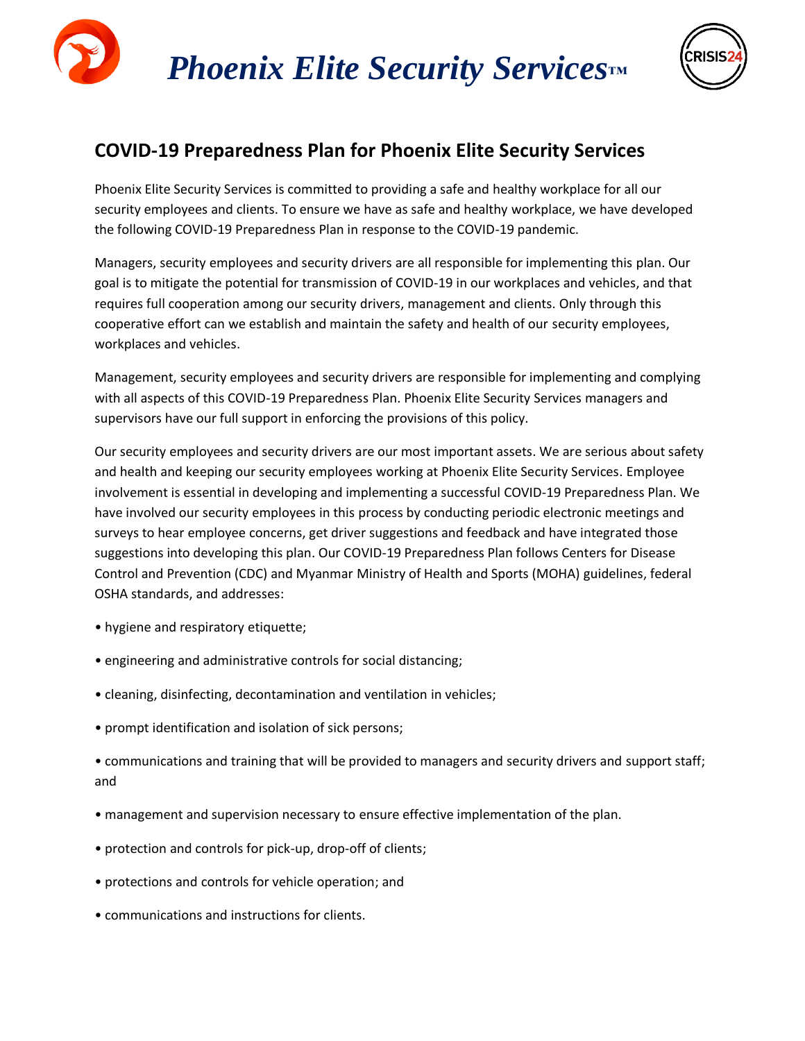*Phoenix Elite Security Services™*

## COVID-19 Preparedness Plan for Phoenix Elite Security Services

Phoenix Elite Security Services is committed to providing a safe and healthy workplace for all our security employees and clients. To ensure we have as safe and healthy workplace, we have developed the following COVID-19 Preparedness Plan in response to the COVID-19 pandemic.

Managers, security employees and security drivers are all responsible for implementing this plan. Our goal is to mitigate the potential for transmission of COVID-19 in our workplaces and vehicles, and that requires full cooperation among our security drivers, management and clients. Only through this cooperative effort can we establish and maintain the safety and health of our security employees, workplaces and vehicles.

Management, security employees and security drivers are responsible for implementing and complying with all aspects of this COVID-19 Preparedness Plan. Phoenix Elite Security Services managers and supervisors have our full support in enforcing the provisions of this policy.

Our security employees and security drivers are our most important assets. We are serious about safety and health and keeping our security employees working at Phoenix Elite Security Services. Employee involvement is essential in developing and implementing a successful COVID-19 Preparedness Plan. We have involved our security employees in this process by conducting periodic electronic meetings and surveys to hear employee concerns, get driver suggestions and feedback and have integrated those suggestions into developing this plan. Our COVID-19 Preparedness Plan follows Centers for Disease Control and Prevention (CDC) and Myanmar Ministry of Health and Sports (MOHA) guidelines, federal OSHA standards, and addresses:

- hygiene and respiratory etiquette;
- engineering and administrative controls for social distancing;
- cleaning, disinfecting, decontamination and ventilation in vehicles;
- prompt identification and isolation of sick persons;
- communications and training that will be provided to managers and security drivers and support staff; and
- management and supervision necessary to ensure effective implementation of the plan.
- protection and controls for pick-up, drop-off of clients;
- protections and controls for vehicle operation; and
- communications and instructions for clients.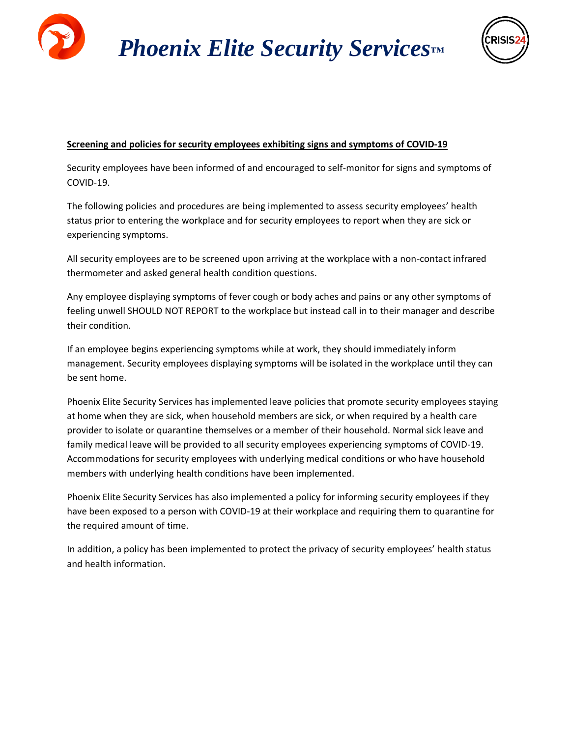**Screening and policies for security employees exhibiting signs and symptoms of COVID-19**

Security employees have been informed of and encouraged to self-monitor for signs and symptoms of COVID-19.

The following policies and procedures are being implemented to assess security employees' health status prior to entering the workplace and for security employees to report when they are sick or experiencing symptoms.

All security employees are to be screened upon arriving at the workplace with a non-contact infrared thermometer and asked general health condition questions.

Any employee displaying symptoms of fever cough or body aches and pains or any other symptoms of feeling unwell SHOULD NOT REPORT to the workplace but instead call in to their manager and describe their condition.

If an employee begins experiencing symptoms while at work, they should immediately inform management. Security employees displaying symptoms will be isolated in the workplace until they can be sent home.

Phoenix Elite Security Services has implemented leave policies that promote security employees staying at home when they are sick, when household members are sick, or when required by a health care provider to isolate or quarantine themselves or a member of their household. Normal sick leave and family medical leave will be provided to all security employees experiencing symptoms of COVID-19. Accommodations for security employees with underlying medical conditions or who have household members with underlying health conditions have been implemented.

Phoenix Elite Security Services has also implemented a policy for informing security employees if they have been exposed to a person with COVID-19 at their workplace and requiring them to quarantine for the required amount of time.

In addition, a policy has been implemented to protect the privacy of security employees' health status and health information.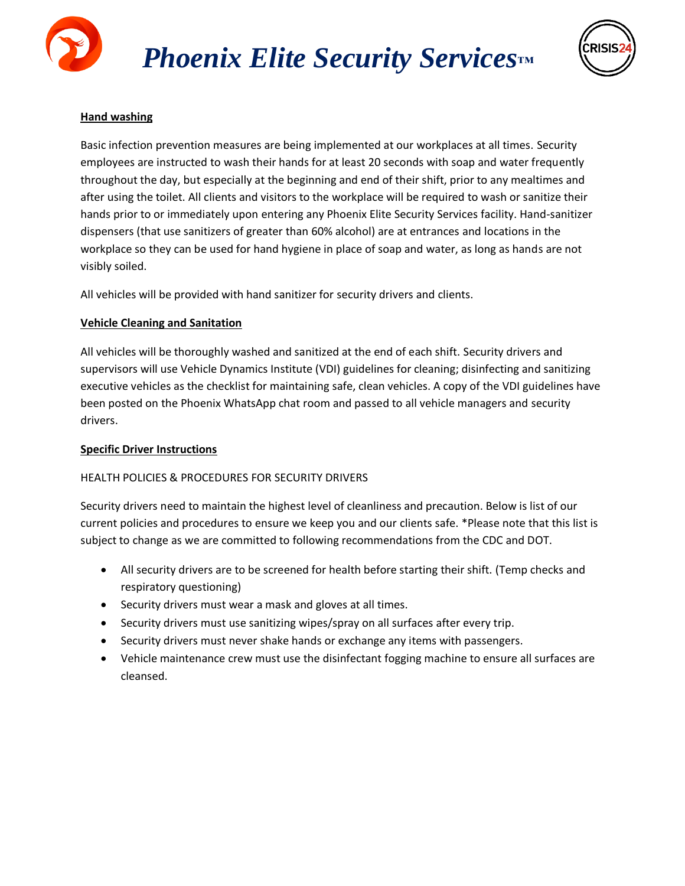## Hand washing

Basic infection prevention measures are being implemented at our workplaces at all times. Security employees are instructed to wash their hands for at least 20 seconds with soap and water frequently throughout the day, but especially at the beginning and end of their shift, prior to any mealtimes and after using the toilet. All clients and visitors to the workplace will be required to wash or sanitize their hands prior to or immediately upon entering any Phoenix Elite Security Services facility. Hand-sanitizer dispensers (that use sanitizers of greater than 60% alcohol) are at entrances and locations in the workplace so they can be used for hand hygiene in place of soap and water, as long as hands are not visibly soiled.

All vehicles will be provided with hand sanitizer for security drivers and clients.

## Vehicle Cleaning and Sanitation

All vehicles will be thoroughly washed and sanitized at the end of each shift. Security drivers and supervisors will use Vehicle Dynamics Institute (VDI) guidelines for cleaning; disinfecting and sanitizing executive vehicles as the checklist for maintaining safe, clean vehicles. A copy of the VDI guidelines have been posted on the Phoenix WhatsApp chat room and passed to all vehicle managers and security drivers.

## Specific Driver Instructions

HEALTH POLICIES & PROCEDURES FOR SECURITY DRIVERS

Security drivers need to maintain the highest level of cleanliness and precaution. Below is list of our current policies and procedures to ensure we keep you and our clients safe. *Please note that this list is subject to change as we are committed to following recommendations from the CDC and DOT.

- All security drivers are to be screened for health before starting their shift. (Temp checks and respiratory questioning)
- Security drivers must wear a mask and gloves at all times.
- Security drivers must use sanitizing wipes/spray on all surfaces after every trip.
- Security drivers must never shake hands or exchange any items with passengers.
- Vehicle maintenance crew must use the disinfectant fogging machine to ensure all surfaces are cleansed.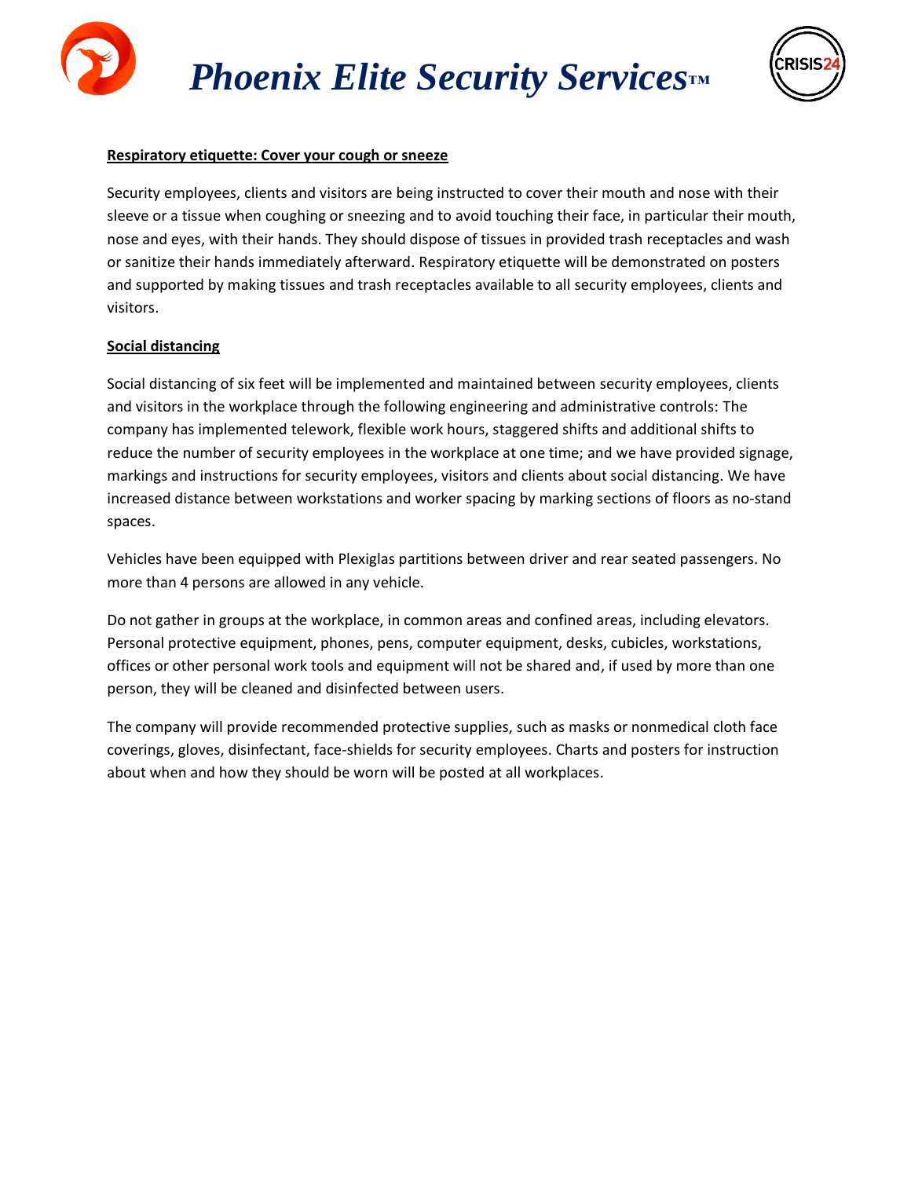**Respiratory etiquette: Cover your cough or sneeze**

Security employees, clients and visitors are being instructed to cover their mouth and nose with their sleeve or a tissue when coughing or sneezing and to avoid touching their face, in particular their mouth, nose and eyes, with their hands. They should dispose of tissues in provided trash receptacles and wash or sanitize their hands immediately afterward. Respiratory etiquette will be demonstrated on posters and supported by making tissues and trash receptacles available to all security employees, clients and visitors.

**Social distancing**

Social distancing of six feet will be implemented and maintained between security employees, clients and visitors in the workplace through the following engineering and administrative controls: The company has implemented telework, flexible work hours, staggered shifts and additional shifts to reduce the number of security employees in the workplace at one time; and we have provided signage, markings and instructions for security employees, visitors and clients about social distancing. We have increased distance between workstations and worker spacing by marking sections of floors as no-stand spaces.

Vehicles have been equipped with Plexiglas partitions between driver and rear seated passengers. No more than 4 persons are allowed in any vehicle.

Do not gather in groups at the workplace, in common areas and confined areas, including elevators. Personal protective equipment, phones, pens, computer equipment, desks, cubicles, workstations, offices or other personal work tools and equipment will not be shared and, if used by more than one person, they will be cleaned and disinfected between users.

The company will provide recommended protective supplies, such as masks or nonmedical cloth face coverings, gloves, disinfectant, face-shields for security employees. Charts and posters for instruction about when and how they should be worn will be posted at all workplaces.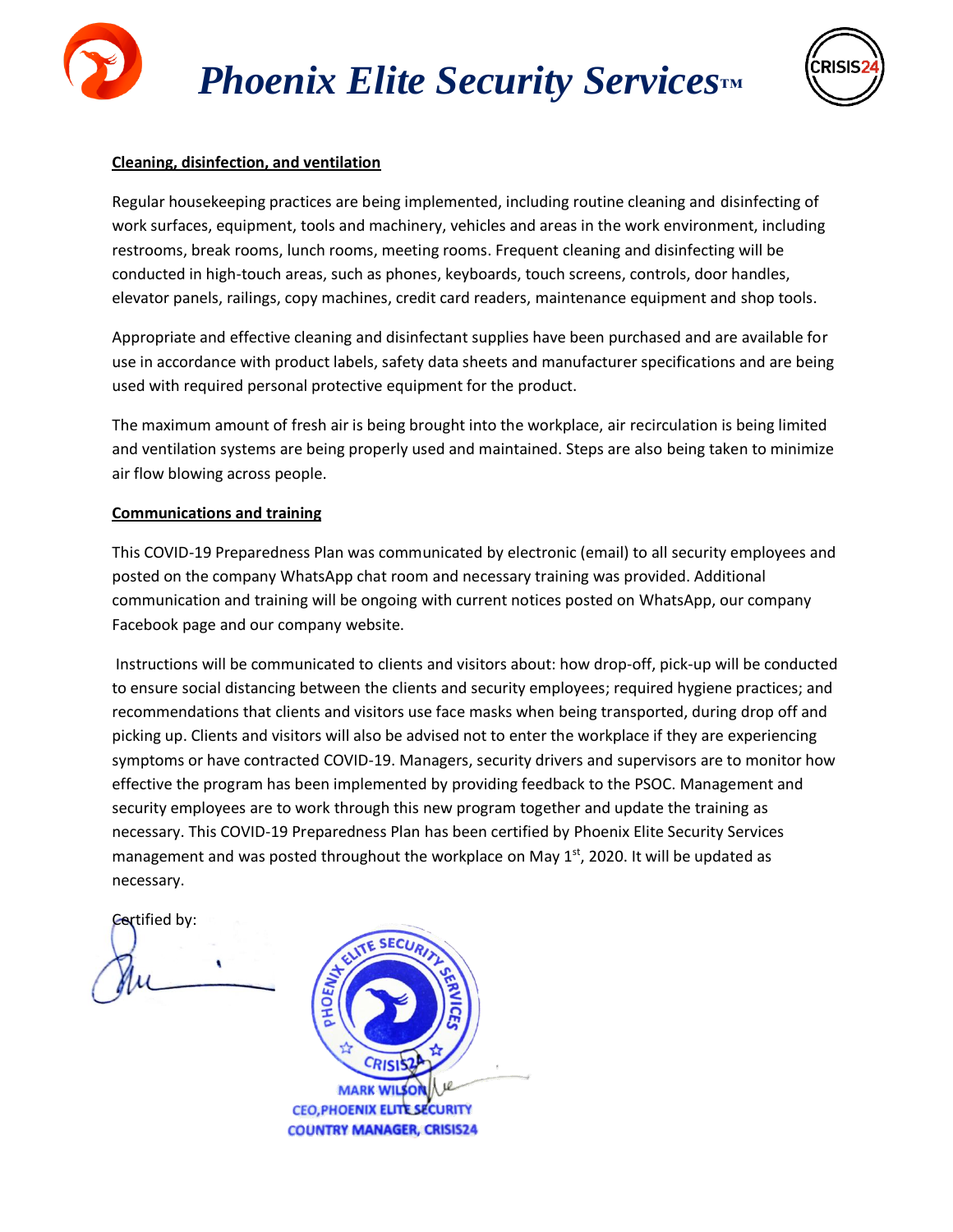**Cleaning, disinfection, and ventilation**

Regular housekeeping practices are being implemented, including routine cleaning and disinfecting of work surfaces, equipment, tools and machinery, vehicles and areas in the work environment, including restrooms, break rooms, lunch rooms, meeting rooms. Frequent cleaning and disinfecting will be conducted in high-touch areas, such as phones, keyboards, touch screens, controls, door handles, elevator panels, railings, copy machines, credit card readers, maintenance equipment and shop tools.

Appropriate and effective cleaning and disinfectant supplies have been purchased and are available for use in accordance with product labels, safety data sheets and manufacturer specifications and are being used with required personal protective equipment for the product.

The maximum amount of fresh air is being brought into the workplace, air recirculation is being limited and ventilation systems are being properly used and maintained. Steps are also being taken to minimize air flow blowing across people.

**Communications and training**

This COVID-19 Preparedness Plan was communicated by electronic (email) to all security employees and posted on the company WhatsApp chat room and necessary training was provided. Additional communication and training will be ongoing with current notices posted on WhatsApp, our company Facebook page and our company website.

Instructions will be communicated to clients and visitors about: how drop-off, pick-up will be conducted to ensure social distancing between the clients and security employees; required hygiene practices; and recommendations that clients and visitors use face masks when being transported, during drop off and picking up. Clients and visitors will also be advised not to enter the workplace if they are experiencing symptoms or have contracted COVID-19. Managers, security drivers and supervisors are to monitor how effective the program has been implemented by providing feedback to the PSOC. Management and security employees are to work through this new program together and update the training as necessary. This COVID-19 Preparedness Plan has been certified by Phoenix Elite Security Services management and was posted throughout the workplace on May 1st, 2020. It will be updated as necessary.

Certified by:

PHOENIX ELITE SECURITY SERVICES
CRISIS24
MARK WILSON
CEO, PHOENIX ELITE SECURITY
COUNTRY MANAGER, CRISIS24